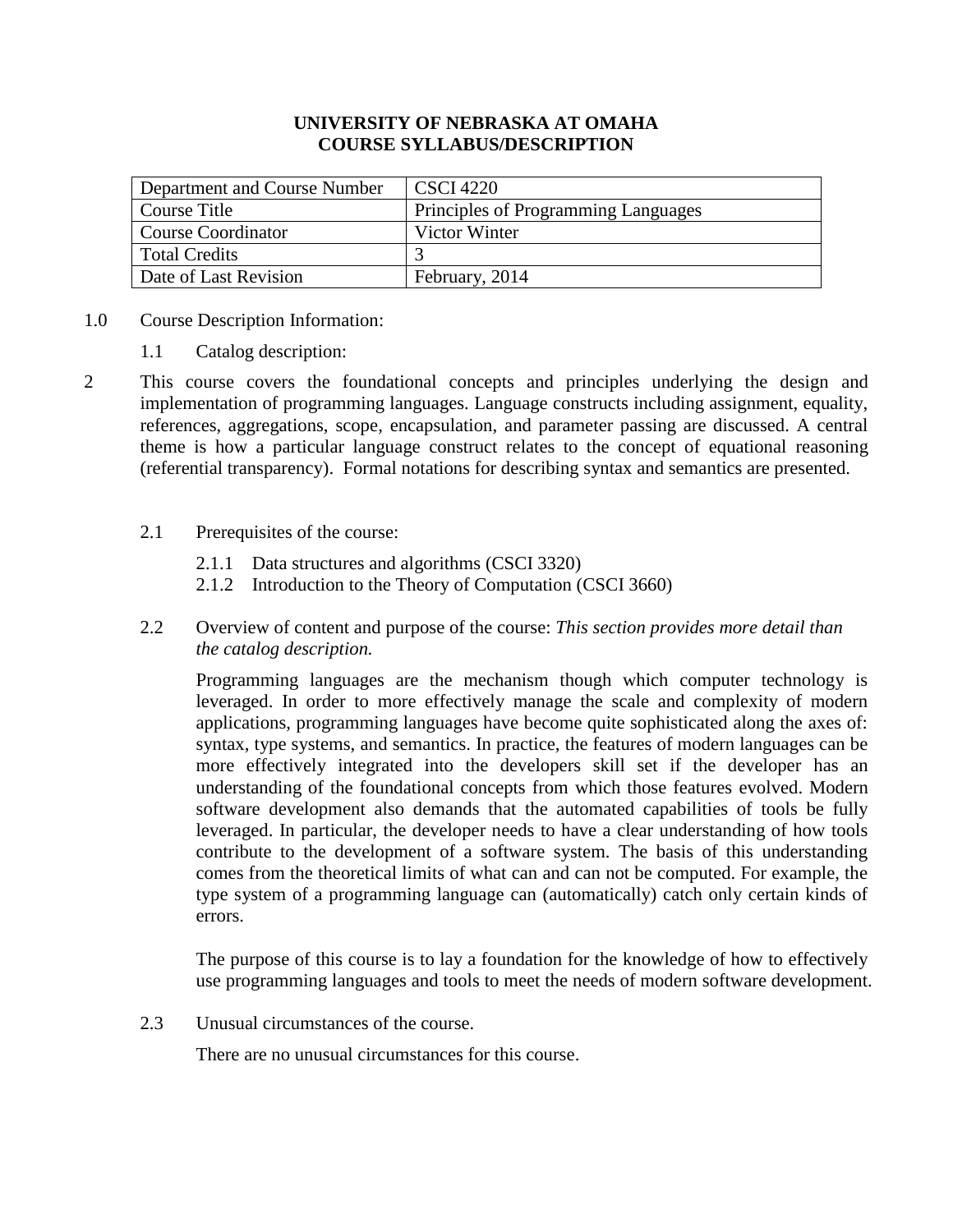**UNIVERSITY OF NEBRASKA AT OMAHA**
**COURSE SYLLABUS/DESCRIPTION**

| Department and Course Number | CSCI 4220 |
|---|---|
| Course Title | Principles of Programming Languages |
| Course Coordinator | Victor Winter |
| Total Credits | 3 |
| Date of Last Revision | February, 2014 |

1.0 Course Description Information:

1.1 Catalog description:

2 This course covers the foundational concepts and principles underlying the design and implementation of programming languages. Language constructs including assignment, equality, references, aggregations, scope, encapsulation, and parameter passing are discussed. A central theme is how a particular language construct relates to the concept of equational reasoning (referential transparency). Formal notations for describing syntax and semantics are presented.

2.1 Prerequisites of the course:

2.1.1 Data structures and algorithms (CSCI 3320)
2.1.2 Introduction to the Theory of Computation (CSCI 3660)

2.2 Overview of content and purpose of the course: *This section provides more detail than the catalog description.*

Programming languages are the mechanism though which computer technology is leveraged. In order to more effectively manage the scale and complexity of modern applications, programming languages have become quite sophisticated along the axes of: syntax, type systems, and semantics. In practice, the features of modern languages can be more effectively integrated into the developers skill set if the developer has an understanding of the foundational concepts from which those features evolved. Modern software development also demands that the automated capabilities of tools be fully leveraged. In particular, the developer needs to have a clear understanding of how tools contribute to the development of a software system. The basis of this understanding comes from the theoretical limits of what can and can not be computed. For example, the type system of a programming language can (automatically) catch only certain kinds of errors.

The purpose of this course is to lay a foundation for the knowledge of how to effectively use programming languages and tools to meet the needs of modern software development.

2.3 Unusual circumstances of the course.

There are no unusual circumstances for this course.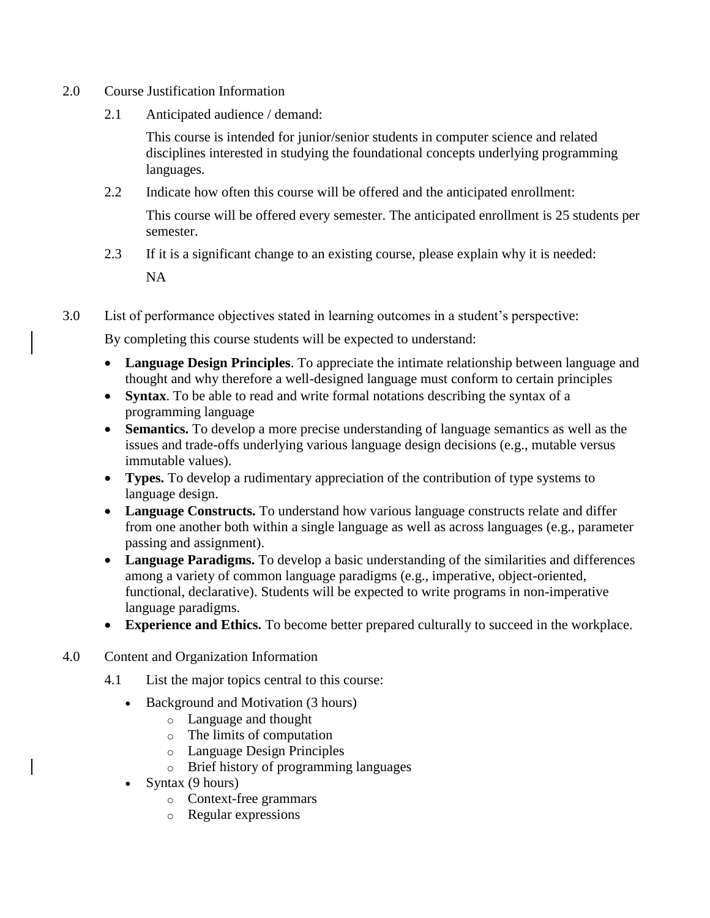## 2.0 Course Justification Information

### 2.1 Anticipated audience / demand:

This course is intended for junior/senior students in computer science and related disciplines interested in studying the foundational concepts underlying programming languages.

### 2.2 Indicate how often this course will be offered and the anticipated enrollment:

This course will be offered every semester. The anticipated enrollment is 25 students per semester.

### 2.3 If it is a significant change to an existing course, please explain why it is needed:

NA

## 3.0 List of performance objectives stated in learning outcomes in a student's perspective:

By completing this course students will be expected to understand:

- **Language Design Principles**. To appreciate the intimate relationship between language and thought and why therefore a well-designed language must conform to certain principles
- **Syntax**. To be able to read and write formal notations describing the syntax of a programming language
- **Semantics.** To develop a more precise understanding of language semantics as well as the issues and trade-offs underlying various language design decisions (e.g., mutable versus immutable values).
- **Types.** To develop a rudimentary appreciation of the contribution of type systems to language design.
- **Language Constructs.** To understand how various language constructs relate and differ from one another both within a single language as well as across languages (e.g., parameter passing and assignment).
- **Language Paradigms.** To develop a basic understanding of the similarities and differences among a variety of common language paradigms (e.g., imperative, object-oriented, functional, declarative). Students will be expected to write programs in non-imperative language paradigms.
- **Experience and Ethics.** To become better prepared culturally to succeed in the workplace.

## 4.0 Content and Organization Information

### 4.1 List the major topics central to this course:

- Background and Motivation (3 hours)
  - Language and thought
  - The limits of computation
  - Language Design Principles
  - Brief history of programming languages
- Syntax (9 hours)
  - Context-free grammars
  - Regular expressions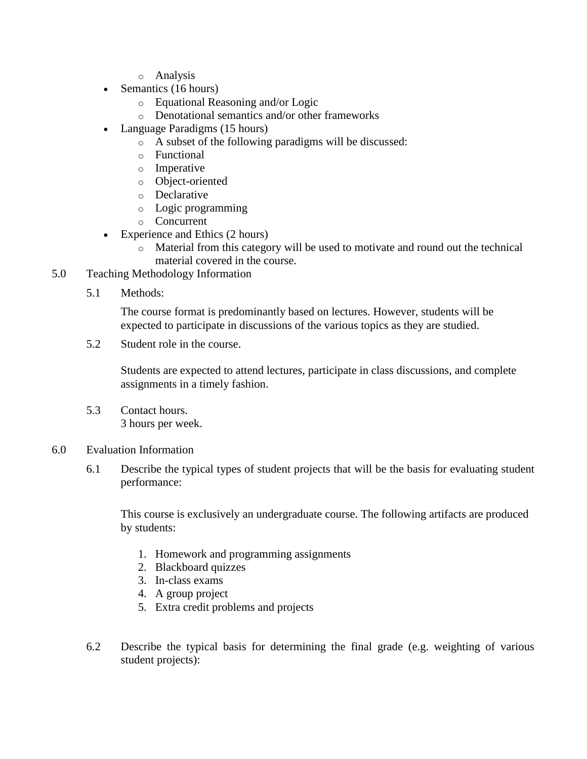- Analysis
- Semantics (16 hours)
  - Equational Reasoning and/or Logic
  - Denotational semantics and/or other frameworks
- Language Paradigms (15 hours)
  - A subset of the following paradigms will be discussed:
  - Functional
  - Imperative
  - Object-oriented
  - Declarative
  - Logic programming
  - Concurrent
- Experience and Ethics (2 hours)
  - Material from this category will be used to motivate and round out the technical material covered in the course.

5.0 Teaching Methodology Information

5.1 Methods:

The course format is predominantly based on lectures. However, students will be expected to participate in discussions of the various topics as they are studied.

5.2 Student role in the course.

Students are expected to attend lectures, participate in class discussions, and complete assignments in a timely fashion.

5.3 Contact hours.
3 hours per week.

6.0 Evaluation Information

6.1 Describe the typical types of student projects that will be the basis for evaluating student performance:

This course is exclusively an undergraduate course. The following artifacts are produced by students:

1. Homework and programming assignments
2. Blackboard quizzes
3. In-class exams
4. A group project
5. Extra credit problems and projects

6.2 Describe the typical basis for determining the final grade (e.g. weighting of various student projects):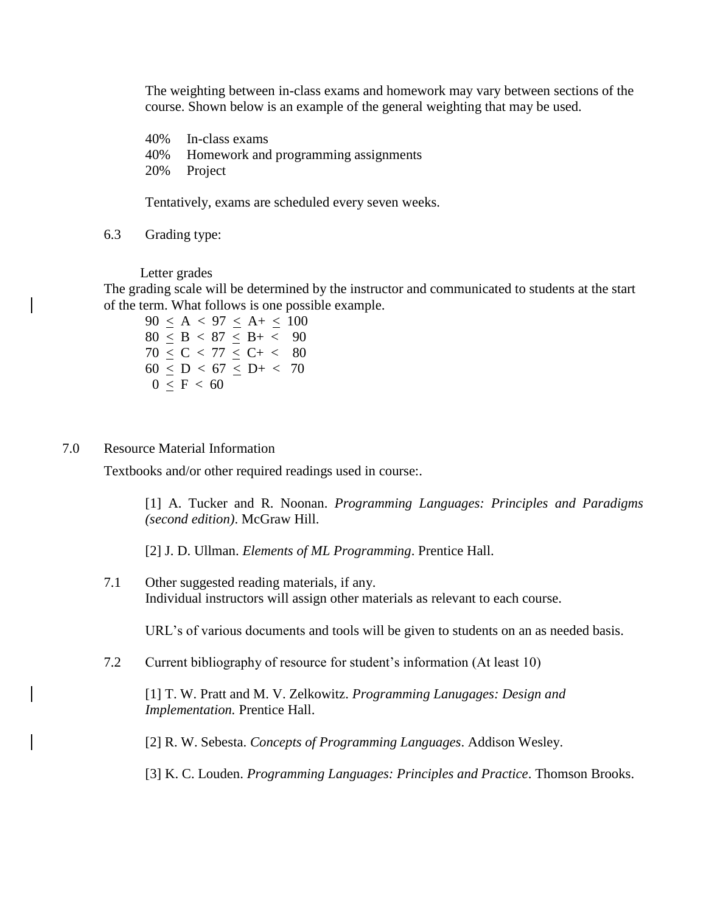The weighting between in-class exams and homework may vary between sections of the course. Shown below is an example of the general weighting that may be used.

40%  In-class exams
40%  Homework and programming assignments
20%  Project

Tentatively, exams are scheduled every seven weeks.

6.3 Grading type:

Letter grades

The grading scale will be determined by the instructor and communicated to students at the start of the term. What follows is one possible example.

$90 \leq A < 97 \leq A+ \leq 100$
$80 \leq B < 87 \leq B+ < 90$
$70 \leq C < 77 \leq C+ < 80$
$60 \leq D < 67 \leq D+ < 70$
$0 \leq F < 60$

## 7.0 Resource Material Information

Textbooks and/or other required readings used in course:.

[1] A. Tucker and R. Noonan. *Programming Languages: Principles and Paradigms (second edition)*. McGraw Hill.

[2] J. D. Ullman. *Elements of ML Programming*. Prentice Hall.

7.1 Other suggested reading materials, if any.
Individual instructors will assign other materials as relevant to each course.

URL's of various documents and tools will be given to students on an as needed basis.

7.2 Current bibliography of resource for student's information (At least 10)

[1] T. W. Pratt and M. V. Zelkowitz. *Programming Lanugages: Design and Implementation.* Prentice Hall.

[2] R. W. Sebesta. *Concepts of Programming Languages*. Addison Wesley.

[3] K. C. Louden. *Programming Languages: Principles and Practice*. Thomson Brooks.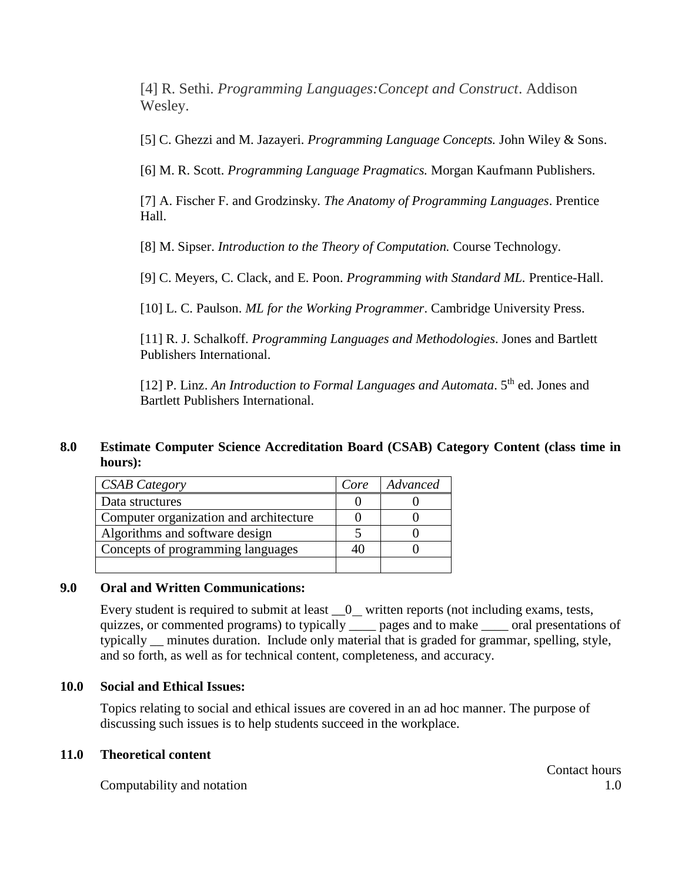[4] R. Sethi. *Programming Languages:Concept and Construct*. Addison Wesley.

[5] C. Ghezzi and M. Jazayeri. *Programming Language Concepts.* John Wiley & Sons.

[6] M. R. Scott. *Programming Language Pragmatics.* Morgan Kaufmann Publishers.

[7] A. Fischer F. and Grodzinsky. *The Anatomy of Programming Languages*. Prentice Hall.

[8] M. Sipser. *Introduction to the Theory of Computation.* Course Technology.

[9] C. Meyers, C. Clack, and E. Poon. *Programming with Standard ML.* Prentice-Hall.

[10] L. C. Paulson. *ML for the Working Programmer*. Cambridge University Press.

[11] R. J. Schalkoff. *Programming Languages and Methodologies*. Jones and Bartlett Publishers International.

[12] P. Linz. *An Introduction to Formal Languages and Automata*. 5th ed. Jones and Bartlett Publishers International.

## 8.0 Estimate Computer Science Accreditation Board (CSAB) Category Content (class time in hours):

| *CSAB Category* | *Core* | *Advanced* |
|---|---|---|
| Data structures | 0 | 0 |
| Computer organization and architecture | 0 | 0 |
| Algorithms and software design | 5 | 0 |
| Concepts of programming languages | 40 | 0 |
| | | |

## 9.0 Oral and Written Communications:

Every student is required to submit at least __0__ written reports (not including exams, tests, quizzes, or commented programs) to typically ____ pages and to make ____ oral presentations of typically __ minutes duration. Include only material that is graded for grammar, spelling, style, and so forth, as well as for technical content, completeness, and accuracy.

## 10.0 Social and Ethical Issues:

Topics relating to social and ethical issues are covered in an ad hoc manner. The purpose of discussing such issues is to help students succeed in the workplace.

## 11.0 Theoretical content

| | Contact hours |
|---|---|
| Computability and notation | 1.0 |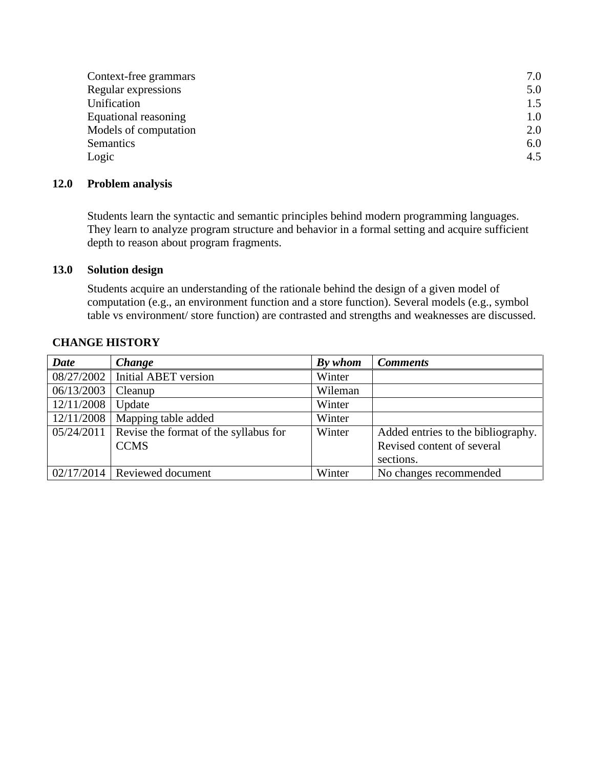| | |
|---|---|
| Context-free grammars | 7.0 |
| Regular expressions | 5.0 |
| Unification | 1.5 |
| Equational reasoning | 1.0 |
| Models of computation | 2.0 |
| Semantics | 6.0 |
| Logic | 4.5 |

## 12.0 Problem analysis

Students learn the syntactic and semantic principles behind modern programming languages. They learn to analyze program structure and behavior in a formal setting and acquire sufficient depth to reason about program fragments.

## 13.0 Solution design

Students acquire an understanding of the rationale behind the design of a given model of computation (e.g., an environment function and a store function). Several models (e.g., symbol table vs environment/ store function) are contrasted and strengths and weaknesses are discussed.

## CHANGE HISTORY

| ***Date*** | ***Change*** | ***By whom*** | ***Comments*** |
|---|---|---|---|
| 08/27/2002 | Initial ABET version | Winter | |
| 06/13/2003 | Cleanup | Wileman | |
| 12/11/2008 | Update | Winter | |
| 12/11/2008 | Mapping table added | Winter | |
| 05/24/2011 | Revise the format of the syllabus for CCMS | Winter | Added entries to the bibliography. Revised content of several sections. |
| 02/17/2014 | Reviewed document | Winter | No changes recommended |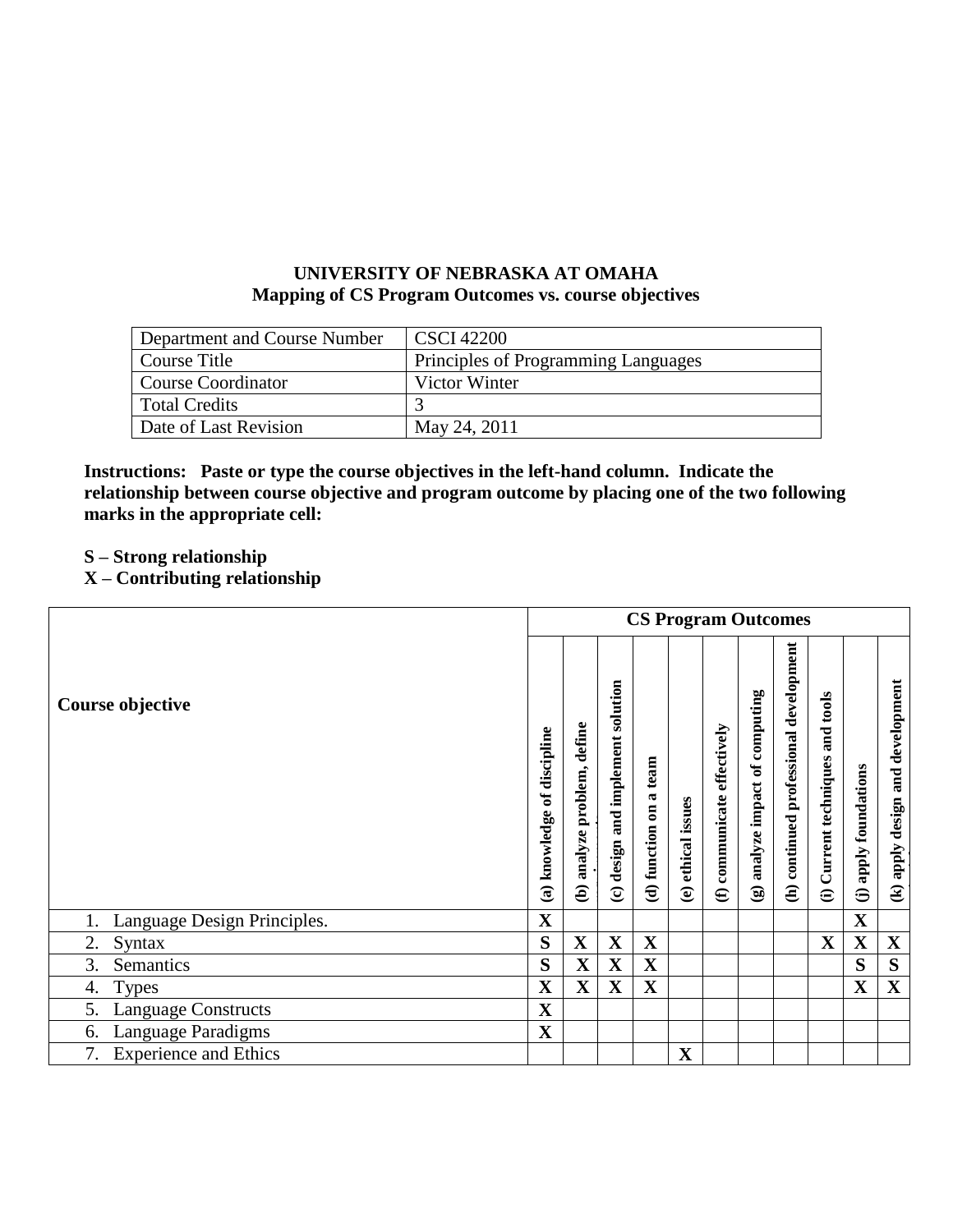**UNIVERSITY OF NEBRASKA AT OMAHA**
**Mapping of CS Program Outcomes vs. course objectives**

| Department and Course Number | CSCI 42200 |
|---|---|
| Course Title | Principles of Programming Languages |
| Course Coordinator | Victor Winter |
| Total Credits | 3 |
| Date of Last Revision | May 24, 2011 |

**Instructions: Paste or type the course objectives in the left-hand column. Indicate the relationship between course objective and program outcome by placing one of the two following marks in the appropriate cell:**

**S – Strong relationship**
**X – Contributing relationship**

| Course objective | CS Program Outcomes | | | | | | | | | | |
|---|---|---|---|---|---|---|---|---|---|---|---|
| | (a) knowledge of discipline | (b) analyze problem, define | (c) design and implement solution | (d) function on a team | (e) ethical issues | (f) communicate effectively | (g) analyze impact of computing | (h) continued professional development | (i) Current techniques and tools | (j) apply foundations | (k) apply design and development |
| 1. Language Design Principles. | X | | | | | | | | | X | |
| 2. Syntax | S | X | X | X | | | | | X | X | X |
| 3. Semantics | S | X | X | X | | | | | | S | S |
| 4. Types | X | X | X | X | | | | | | X | X |
| 5. Language Constructs | X | | | | | | | | | | |
| 6. Language Paradigms | X | | | | | | | | | | |
| 7. Experience and Ethics | | | | | X | | | | | | |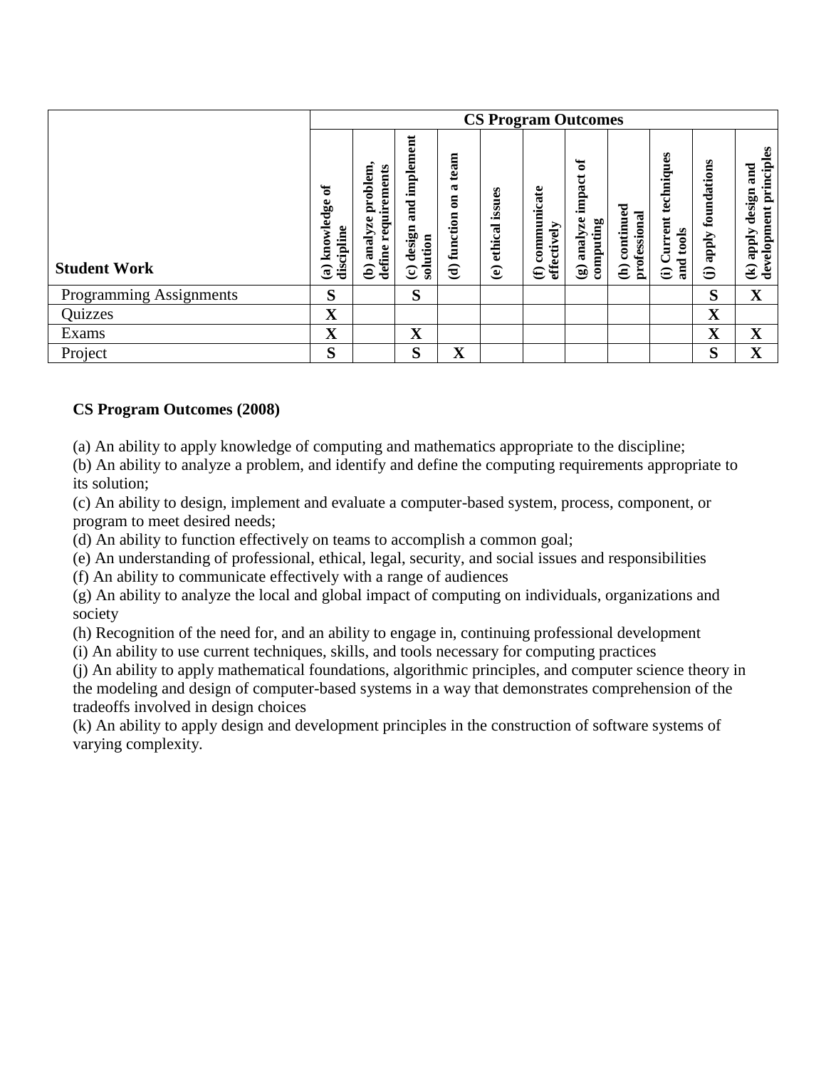| Student Work | CS Program Outcomes | | | | | | | | | | |
|---|---|---|---|---|---|---|---|---|---|---|---|
| | (a) knowledge of discipline | (b) analyze problem, define requirements | (c) design and implement solution | (d) function on a team | (e) ethical issues | (f) communicate effectively | (g) analyze impact of computing | (h) continued professional | (i) Current techniques and tools | (j) apply foundations | (k) apply design and development principles |
| Programming Assignments | S | | S | | | | | | | S | X |
| Quizzes | X | | | | | | | | | X | |
| Exams | X | | X | | | | | | | X | X |
| Project | S | | S | X | | | | | | S | X |

**CS Program Outcomes (2008)**

(a) An ability to apply knowledge of computing and mathematics appropriate to the discipline;
(b) An ability to analyze a problem, and identify and define the computing requirements appropriate to its solution;
(c) An ability to design, implement and evaluate a computer-based system, process, component, or program to meet desired needs;
(d) An ability to function effectively on teams to accomplish a common goal;
(e) An understanding of professional, ethical, legal, security, and social issues and responsibilities
(f) An ability to communicate effectively with a range of audiences
(g) An ability to analyze the local and global impact of computing on individuals, organizations and society
(h) Recognition of the need for, and an ability to engage in, continuing professional development
(i) An ability to use current techniques, skills, and tools necessary for computing practices
(j) An ability to apply mathematical foundations, algorithmic principles, and computer science theory in the modeling and design of computer-based systems in a way that demonstrates comprehension of the tradeoffs involved in design choices
(k) An ability to apply design and development principles in the construction of software systems of varying complexity.